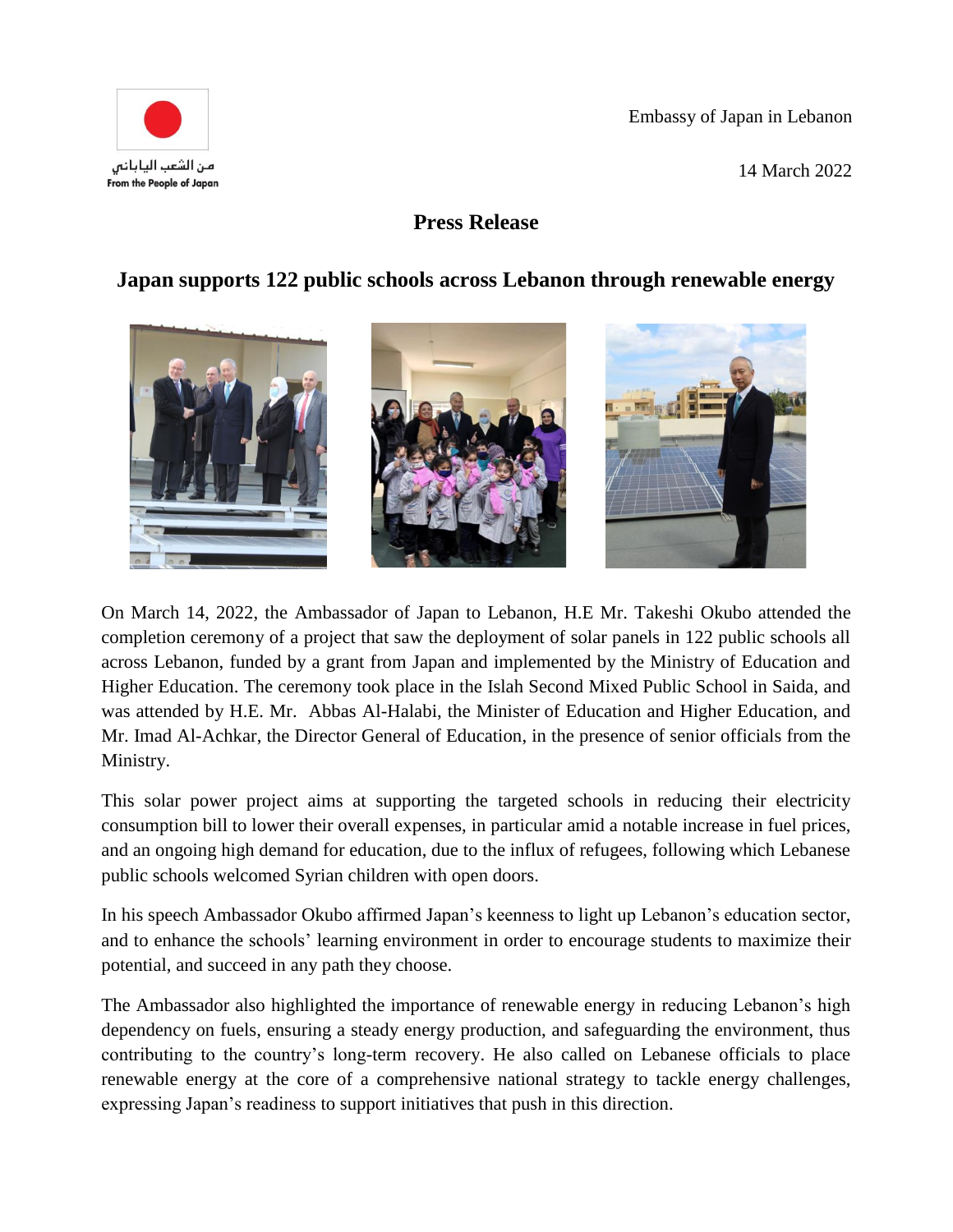من الشعب الياباني
From the People of Japan

Embassy of Japan in Lebanon

14 March 2022

# Press Release

## Japan supports 122 public schools across Lebanon through renewable energy

On March 14, 2022, the Ambassador of Japan to Lebanon, H.E Mr. Takeshi Okubo attended the completion ceremony of a project that saw the deployment of solar panels in 122 public schools all across Lebanon, funded by a grant from Japan and implemented by the Ministry of Education and Higher Education. The ceremony took place in the Islah Second Mixed Public School in Saida, and was attended by H.E. Mr. Abbas Al-Halabi, the Minister of Education and Higher Education, and Mr. Imad Al-Achkar, the Director General of Education, in the presence of senior officials from the Ministry.

This solar power project aims at supporting the targeted schools in reducing their electricity consumption bill to lower their overall expenses, in particular amid a notable increase in fuel prices, and an ongoing high demand for education, due to the influx of refugees, following which Lebanese public schools welcomed Syrian children with open doors.

In his speech Ambassador Okubo affirmed Japan's keenness to light up Lebanon's education sector, and to enhance the schools' learning environment in order to encourage students to maximize their potential, and succeed in any path they choose.

The Ambassador also highlighted the importance of renewable energy in reducing Lebanon's high dependency on fuels, ensuring a steady energy production, and safeguarding the environment, thus contributing to the country's long-term recovery. He also called on Lebanese officials to place renewable energy at the core of a comprehensive national strategy to tackle energy challenges, expressing Japan's readiness to support initiatives that push in this direction.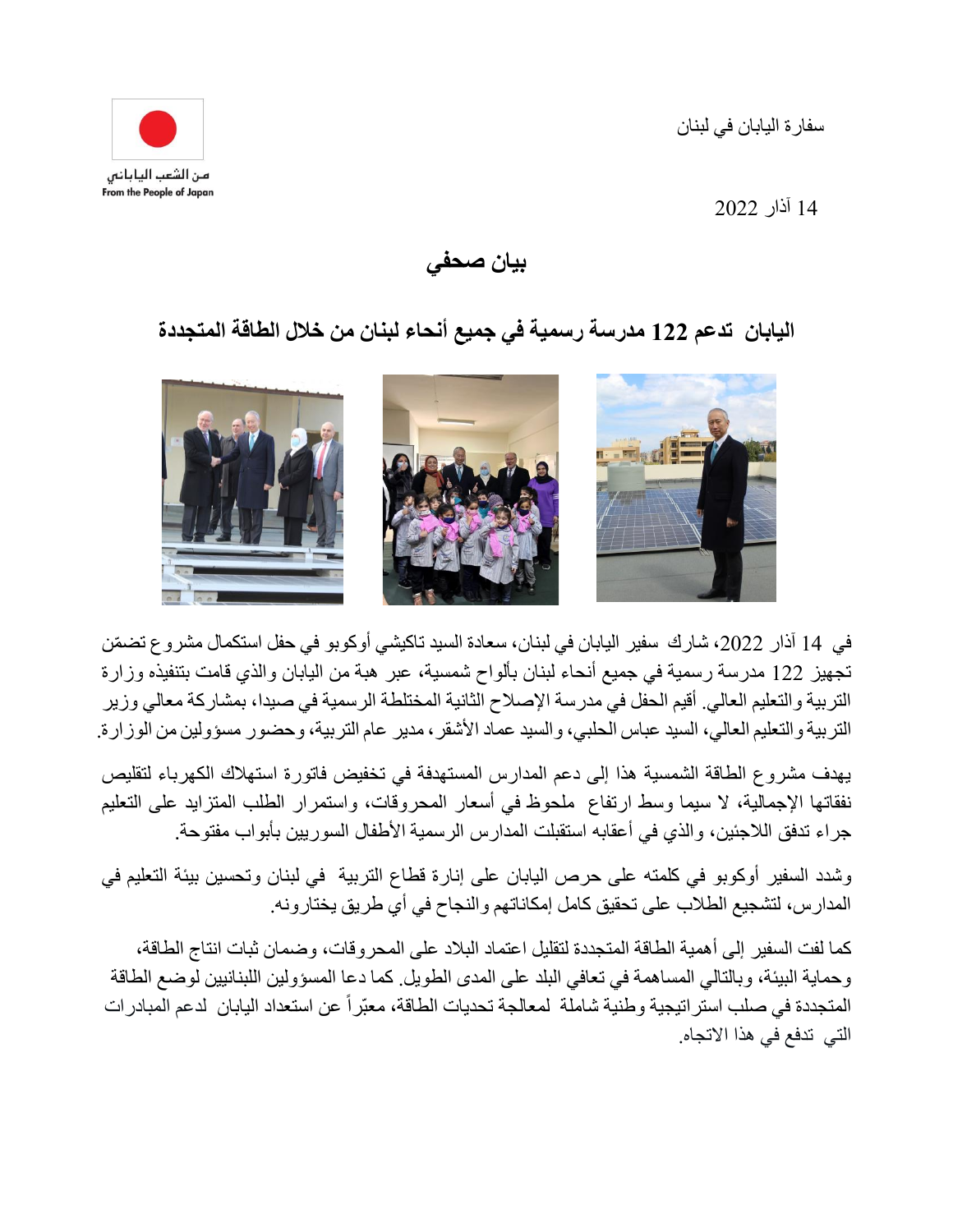سفارة اليابان في لبنان

من الشعب الياباني
From the People of Japan

14 آذار 2022

# بيان صحفي

## اليابان تدعم 122 مدرسة رسمية في جميع أنحاء لبنان من خلال الطاقة المتجددة

في 14 آذار 2022، شارك سفير اليابان في لبنان، سعادة السيد تاكيشي أوكوبو في حفل استكمال مشروع تضمّن تجهيز 122 مدرسة رسمية في جميع أنحاء لبنان بألواح شمسية، عبر هبة من اليابان والذي قامت بتنفيذه وزارة التربية والتعليم العالي. أقيم الحفل في مدرسة الإصلاح الثانية المختلطة الرسمية في صيدا، بمشاركة معالي وزير التربية والتعليم العالي، السيد عباس الحلبي، والسيد عماد الأشقر، مدير عام التربية، وحضور مسؤولين من الوزارة.

يهدف مشروع الطاقة الشمسية هذا إلى دعم المدارس المستهدفة في تخفيض فاتورة استهلاك الكهرباء لتقليص نفقاتها الإجمالية، لا سيما وسط ارتفاع ملحوظ في أسعار المحروقات، واستمرار الطلب المتزايد على التعليم جراء تدفق اللاجئين، والذي في أعقابه استقبلت المدارس الرسمية الأطفال السوريين بأبواب مفتوحة.

وشدد السفير أوكوبو في كلمته على حرص اليابان على إنارة قطاع التربية في لبنان وتحسين بيئة التعليم في المدارس، لتشجيع الطلاب على تحقيق كامل إمكاناتهم والنجاح في أي طريق يختارونه.

كما لفت السفير إلى أهمية الطاقة المتجددة لتقليل اعتماد البلاد على المحروقات، وضمان ثبات انتاج الطاقة، وحماية البيئة، وبالتالي المساهمة في تعافي البلد على المدى الطويل. كما دعا المسؤولين اللبنانيين لوضع الطاقة المتجددة في صلب استراتيجية وطنية شاملة لمعالجة تحديات الطاقة، معبّراً عن استعداد اليابان لدعم المبادرات التي تدفع في هذا الاتجاه.